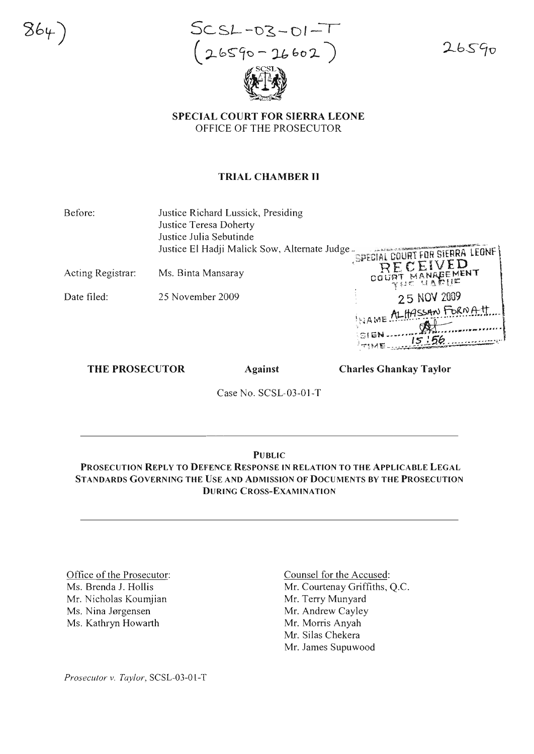864)

SCSL-03-01-T
(26590-26602)

26590

**SPECIAL COURT FOR SIERRA LEONE**
OFFICE OF THE PROSECUTOR

**TRIAL CHAMBER II**

| | |
|---|---|
| Before: | Justice Richard Lussick, Presiding<br>Justice Teresa Doherty<br>Justice Julia Sebutinde<br>Justice El Hadji Malick Sow, Alternate Judge |
| Acting Registrar: | Ms. Binta Mansaray |
| Date filed: | 25 November 2009 |

SPECIAL COURT FOR SIERRA LEONE
RECEIVED
COURT MANAGEMENT
THE HAGUE
25 NOV 2009
NAME ALHASSAN FORNAH
SIGN
TIME 15:56

**THE PROSECUTOR** **Against** **Charles Ghankay Taylor**

Case No. SCSL-03-01-T

**PUBLIC**
**PROSECUTION REPLY TO DEFENCE RESPONSE IN RELATION TO THE APPLICABLE LEGAL STANDARDS GOVERNING THE USE AND ADMISSION OF DOCUMENTS BY THE PROSECUTION DURING CROSS-EXAMINATION**

Office of the Prosecutor:
Ms. Brenda J. Hollis
Mr. Nicholas Koumjian
Ms. Nina Jørgensen
Ms. Kathryn Howarth

Counsel for the Accused:
Mr. Courtenay Griffiths, Q.C.
Mr. Terry Munyard
Mr. Andrew Cayley
Mr. Morris Anyah
Mr. Silas Chekera
Mr. James Supuwood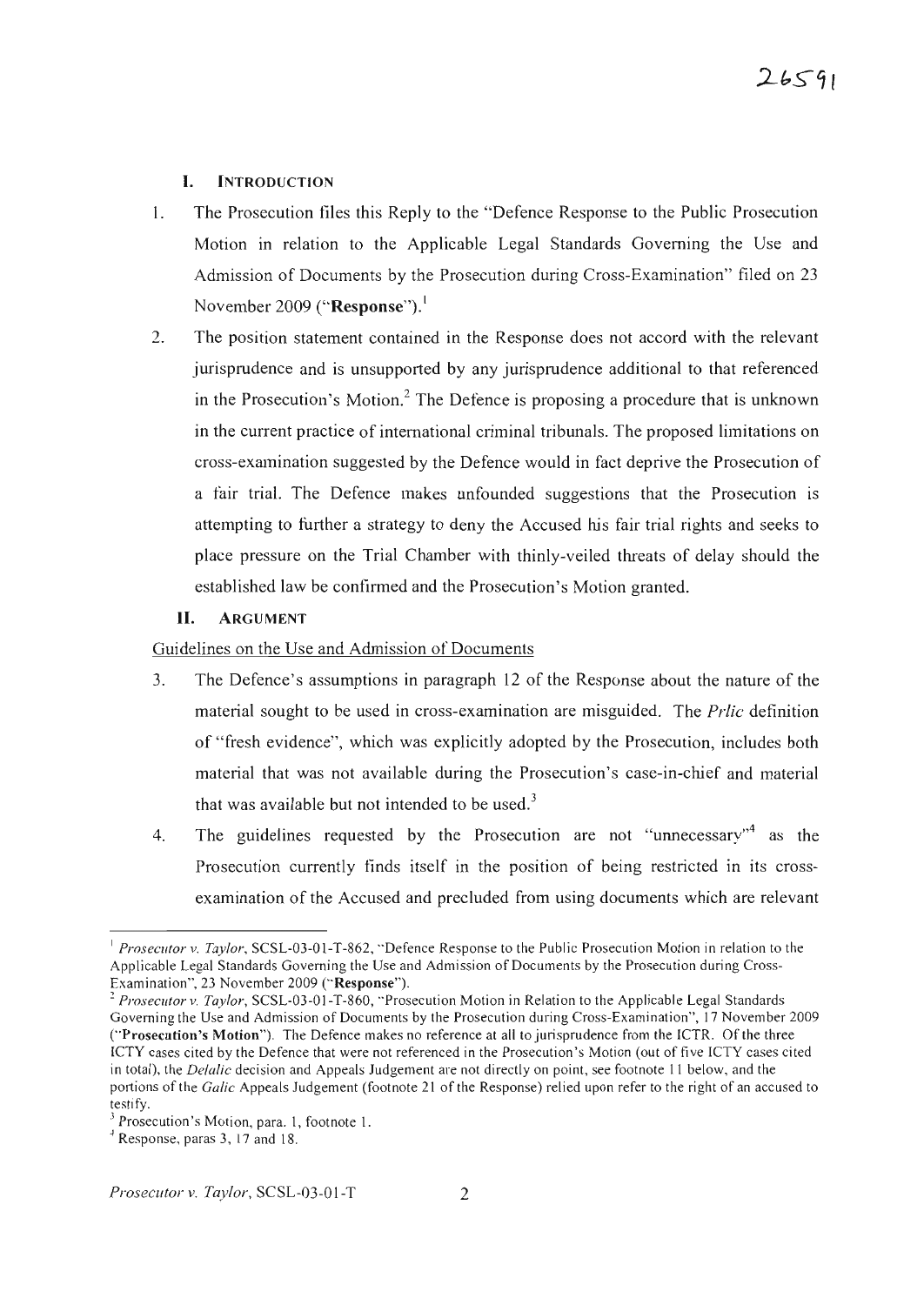## I. INTRODUCTION

1. The Prosecution files this Reply to the "Defence Response to the Public Prosecution Motion in relation to the Applicable Legal Standards Governing the Use and Admission of Documents by the Prosecution during Cross-Examination" filed on 23 November 2009 ("**Response**").[1]

2. The position statement contained in the Response does not accord with the relevant jurisprudence and is unsupported by any jurisprudence additional to that referenced in the Prosecution's Motion.[2] The Defence is proposing a procedure that is unknown in the current practice of international criminal tribunals. The proposed limitations on cross-examination suggested by the Defence would in fact deprive the Prosecution of a fair trial. The Defence makes unfounded suggestions that the Prosecution is attempting to further a strategy to deny the Accused his fair trial rights and seeks to place pressure on the Trial Chamber with thinly-veiled threats of delay should the established law be confirmed and the Prosecution's Motion granted.

## II. ARGUMENT

Guidelines on the Use and Admission of Documents

3. The Defence's assumptions in paragraph 12 of the Response about the nature of the material sought to be used in cross-examination are misguided. The *Prlic* definition of "fresh evidence", which was explicitly adopted by the Prosecution, includes both material that was not available during the Prosecution's case-in-chief and material that was available but not intended to be used.[3]

4. The guidelines requested by the Prosecution are not "unnecessary"[4] as the Prosecution currently finds itself in the position of being restricted in its cross-examination of the Accused and precluded from using documents which are relevant

---

[1] *Prosecutor v. Taylor*, SCSL-03-01-T-862, "Defence Response to the Public Prosecution Motion in relation to the Applicable Legal Standards Governing the Use and Admission of Documents by the Prosecution during Cross-Examination", 23 November 2009 ("**Response**").

[2] *Prosecutor v. Taylor*, SCSL-03-01-T-860, "Prosecution Motion in Relation to the Applicable Legal Standards Governing the Use and Admission of Documents by the Prosecution during Cross-Examination", 17 November 2009 ("**Prosecution's Motion**"). The Defence makes no reference at all to jurisprudence from the ICTR. Of the three ICTY cases cited by the Defence that were not referenced in the Prosecution's Motion (out of five ICTY cases cited in total), the *Delalic* decision and Appeals Judgement are not directly on point, see footnote 11 below, and the portions of the *Galic* Appeals Judgement (footnote 21 of the Response) relied upon refer to the right of an accused to testify.

[3] Prosecution's Motion, para. 1, footnote 1.

[4] Response, paras 3, 17 and 18.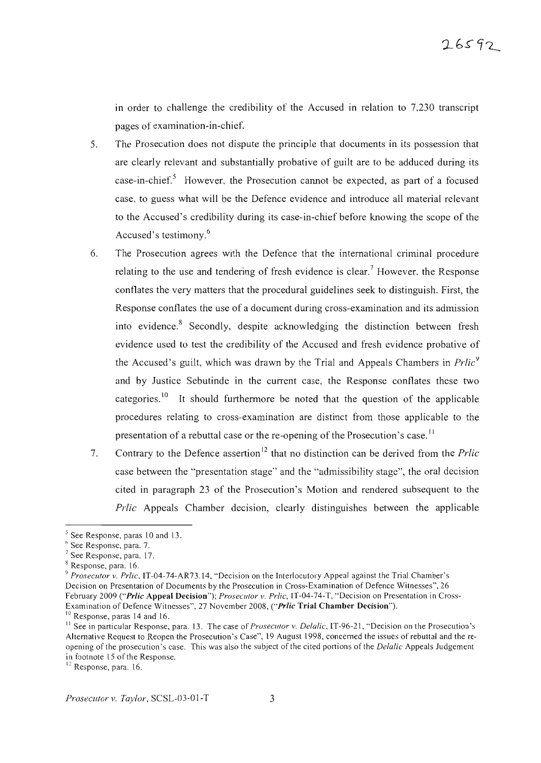in order to challenge the credibility of the Accused in relation to 7,230 transcript pages of examination-in-chief.

5. The Prosecution does not dispute the principle that documents in its possession that are clearly relevant and substantially probative of guilt are to be adduced during its case-in-chief.[5] However, the Prosecution cannot be expected, as part of a focused case, to guess what will be the Defence evidence and introduce all material relevant to the Accused's credibility during its case-in-chief before knowing the scope of the Accused's testimony.[6]

6. The Prosecution agrees with the Defence that the international criminal procedure relating to the use and tendering of fresh evidence is clear.[7] However, the Response conflates the very matters that the procedural guidelines seek to distinguish. First, the Response conflates the use of a document during cross-examination and its admission into evidence.[8] Secondly, despite acknowledging the distinction between fresh evidence used to test the credibility of the Accused and fresh evidence probative of the Accused's guilt, which was drawn by the Trial and Appeals Chambers in *Prlic*[9] and by Justice Sebutinde in the current case, the Response conflates these two categories.[10] It should furthermore be noted that the question of the applicable procedures relating to cross-examination are distinct from those applicable to the presentation of a rebuttal case or the re-opening of the Prosecution's case.[11]

7. Contrary to the Defence assertion[12] that no distinction can be derived from the *Prlic* case between the "presentation stage" and the "admissibility stage", the oral decision cited in paragraph 23 of the Prosecution's Motion and rendered subsequent to the *Prlic* Appeals Chamber decision, clearly distinguishes between the applicable

---

[5] See Response, paras 10 and 13.

[6] See Response, para. 7.

[7] See Response, para. 17.

[8] Response, para. 16.

[9] *Prosecutor v. Prlic*, IT-04-74-AR73.14, "Decision on the Interlocutory Appeal against the Trial Chamber's Decision on Presentation of Documents by the Prosecution in Cross-Examination of Defence Witnesses", 26 February 2009 ("***Prlic* Appeal Decision**"); *Prosecutor v. Prlic*, IT-04-74-T, "Decision on Presentation in Cross-Examination of Defence Witnesses", 27 November 2008, ("***Prlic* Trial Chamber Decision**").

[10] Response, paras 14 and 16.

[11] See in particular Response, para. 13. The case of *Prosecutor v. Delalic*, IT-96-21, "Decision on the Prosecution's Alternative Request to Reopen the Prosecution's Case", 19 August 1998, concerned the issues of rebuttal and the re-opening of the prosecution's case. This was also the subject of the cited portions of the *Delalic* Appeals Judgement in footnote 15 of the Response.

[12] Response, para. 16.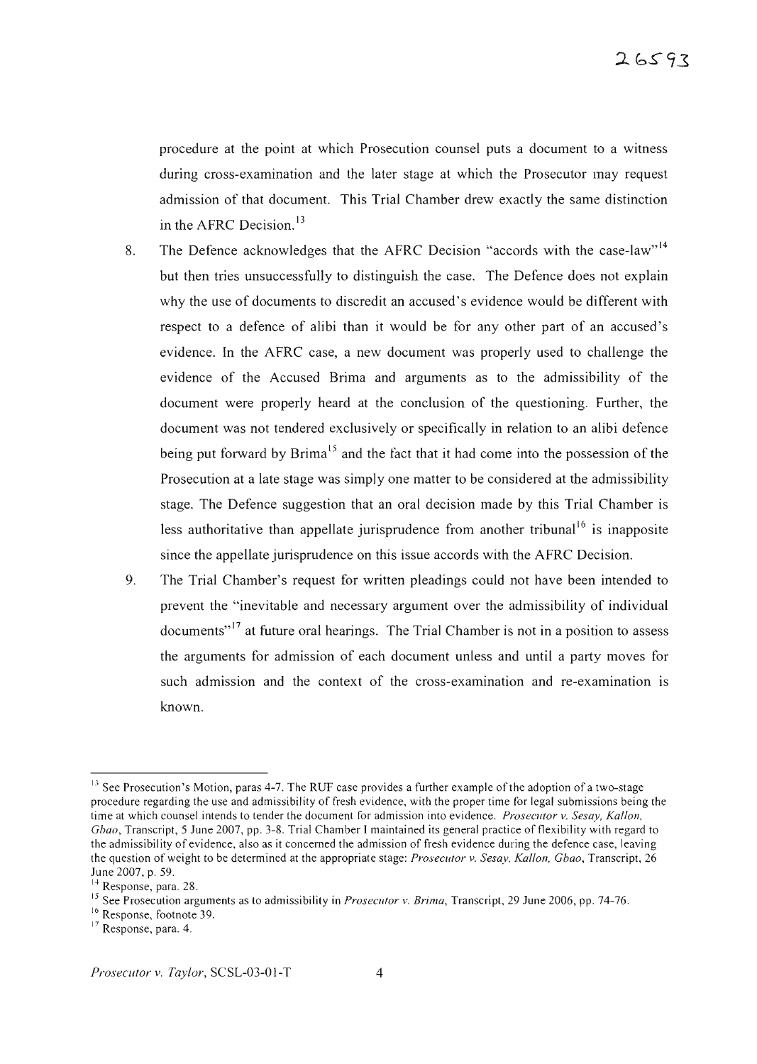procedure at the point at which Prosecution counsel puts a document to a witness during cross-examination and the later stage at which the Prosecutor may request admission of that document. This Trial Chamber drew exactly the same distinction in the AFRC Decision.[13]

8. The Defence acknowledges that the AFRC Decision "accords with the case-law"[14] but then tries unsuccessfully to distinguish the case. The Defence does not explain why the use of documents to discredit an accused's evidence would be different with respect to a defence of alibi than it would be for any other part of an accused's evidence. In the AFRC case, a new document was properly used to challenge the evidence of the Accused Brima and arguments as to the admissibility of the document were properly heard at the conclusion of the questioning. Further, the document was not tendered exclusively or specifically in relation to an alibi defence being put forward by Brima[15] and the fact that it had come into the possession of the Prosecution at a late stage was simply one matter to be considered at the admissibility stage. The Defence suggestion that an oral decision made by this Trial Chamber is less authoritative than appellate jurisprudence from another tribunal[16] is inapposite since the appellate jurisprudence on this issue accords with the AFRC Decision.

9. The Trial Chamber's request for written pleadings could not have been intended to prevent the "inevitable and necessary argument over the admissibility of individual documents"[17] at future oral hearings. The Trial Chamber is not in a position to assess the arguments for admission of each document unless and until a party moves for such admission and the context of the cross-examination and re-examination is known.

---

[13] See Prosecution's Motion, paras 4-7. The RUF case provides a further example of the adoption of a two-stage procedure regarding the use and admissibility of fresh evidence, with the proper time for legal submissions being the time at which counsel intends to tender the document for admission into evidence. *Prosecutor v. Sesay, Kallon, Gbao*, Transcript, 5 June 2007, pp. 3-8. Trial Chamber I maintained its general practice of flexibility with regard to the admissibility of evidence, also as it concerned the admission of fresh evidence during the defence case, leaving the question of weight to be determined at the appropriate stage: *Prosecutor v. Sesay, Kallon, Gbao*, Transcript, 26 June 2007, p. 59.

[14] Response, para. 28.

[15] See Prosecution arguments as to admissibility in *Prosecutor v. Brima*, Transcript, 29 June 2006, pp. 74-76.

[16] Response, footnote 39.

[17] Response, para. 4.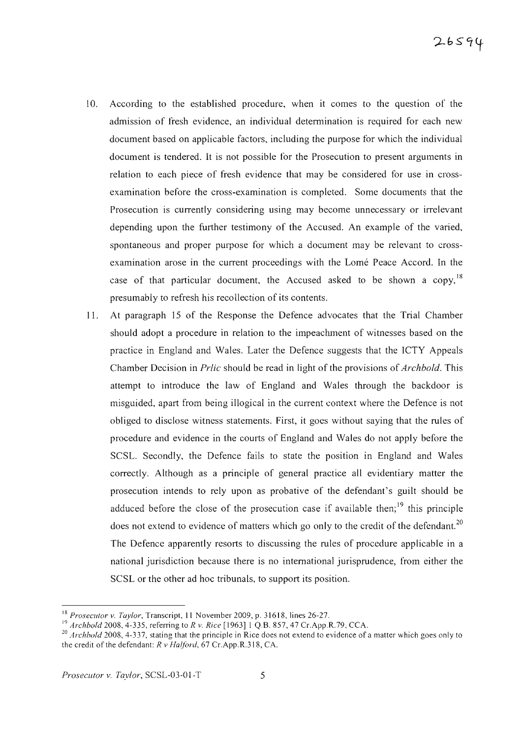10. According to the established procedure, when it comes to the question of the admission of fresh evidence, an individual determination is required for each new document based on applicable factors, including the purpose for which the individual document is tendered. It is not possible for the Prosecution to present arguments in relation to each piece of fresh evidence that may be considered for use in cross-examination before the cross-examination is completed. Some documents that the Prosecution is currently considering using may become unnecessary or irrelevant depending upon the further testimony of the Accused. An example of the varied, spontaneous and proper purpose for which a document may be relevant to cross-examination arose in the current proceedings with the Lomé Peace Accord. In the case of that particular document, the Accused asked to be shown a copy,[18] presumably to refresh his recollection of its contents.

11. At paragraph 15 of the Response the Defence advocates that the Trial Chamber should adopt a procedure in relation to the impeachment of witnesses based on the practice in England and Wales. Later the Defence suggests that the ICTY Appeals Chamber Decision in *Prlic* should be read in light of the provisions of *Archbold*. This attempt to introduce the law of England and Wales through the backdoor is misguided, apart from being illogical in the current context where the Defence is not obliged to disclose witness statements. First, it goes without saying that the rules of procedure and evidence in the courts of England and Wales do not apply before the SCSL. Secondly, the Defence fails to state the position in England and Wales correctly. Although as a principle of general practice all evidentiary matter the prosecution intends to rely upon as probative of the defendant's guilt should be adduced before the close of the prosecution case if available then;[19] this principle does not extend to evidence of matters which go only to the credit of the defendant.[20] The Defence apparently resorts to discussing the rules of procedure applicable in a national jurisdiction because there is no international jurisprudence, from either the SCSL or the other ad hoc tribunals, to support its position.

---

[18] *Prosecutor v. Taylor*, Transcript, 11 November 2009, p. 31618, lines 26-27.

[19] *Archbold* 2008, 4-335, referring to *R v. Rice* [1963] 1 Q.B. 857, 47 Cr.App.R.79, CCA.

[20] *Archbold* 2008, 4-337, stating that the principle in Rice does not extend to evidence of a matter which goes only to the credit of the defendant: *R v Halford*, 67 Cr.App.R.318, CA.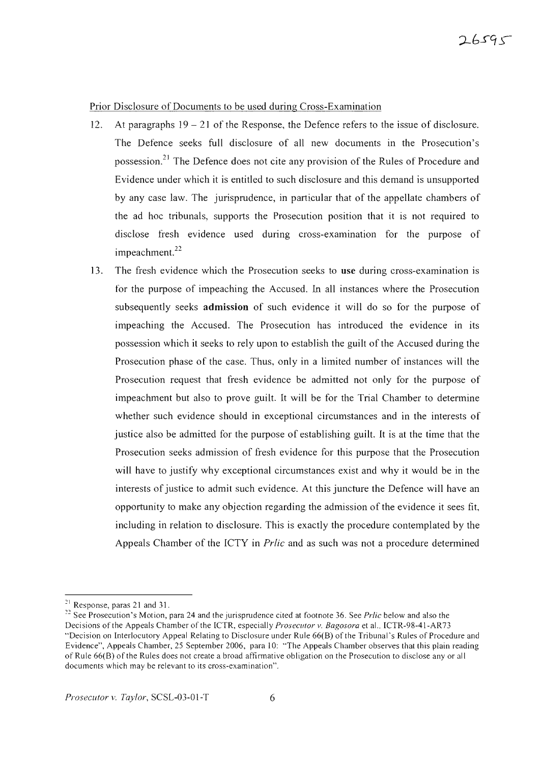Prior Disclosure of Documents to be used during Cross-Examination

12. At paragraphs 19 – 21 of the Response, the Defence refers to the issue of disclosure. The Defence seeks full disclosure of all new documents in the Prosecution's possession.[21] The Defence does not cite any provision of the Rules of Procedure and Evidence under which it is entitled to such disclosure and this demand is unsupported by any case law. The jurisprudence, in particular that of the appellate chambers of the ad hoc tribunals, supports the Prosecution position that it is not required to disclose fresh evidence used during cross-examination for the purpose of impeachment.[22]

13. The fresh evidence which the Prosecution seeks to **use** during cross-examination is for the purpose of impeaching the Accused. In all instances where the Prosecution subsequently seeks **admission** of such evidence it will do so for the purpose of impeaching the Accused. The Prosecution has introduced the evidence in its possession which it seeks to rely upon to establish the guilt of the Accused during the Prosecution phase of the case. Thus, only in a limited number of instances will the Prosecution request that fresh evidence be admitted not only for the purpose of impeachment but also to prove guilt. It will be for the Trial Chamber to determine whether such evidence should in exceptional circumstances and in the interests of justice also be admitted for the purpose of establishing guilt. It is at the time that the Prosecution seeks admission of fresh evidence for this purpose that the Prosecution will have to justify why exceptional circumstances exist and why it would be in the interests of justice to admit such evidence. At this juncture the Defence will have an opportunity to make any objection regarding the admission of the evidence it sees fit, including in relation to disclosure. This is exactly the procedure contemplated by the Appeals Chamber of the ICTY in *Prlic* and as such was not a procedure determined

---

[21] Response, paras 21 and 31.

[22] See Prosecution's Motion, para 24 and the jurisprudence cited at footnote 36. See *Prlic* below and also the Decisions of the Appeals Chamber of the ICTR, especially *Prosecutor v. Bagosora* et al., ICTR-98-41-AR73 "Decision on Interlocutory Appeal Relating to Disclosure under Rule 66(B) of the Tribunal's Rules of Procedure and Evidence", Appeals Chamber, 25 September 2006, para 10: "The Appeals Chamber observes that this plain reading of Rule 66(B) of the Rules does not create a broad affirmative obligation on the Prosecution to disclose any or all documents which may be relevant to its cross-examination".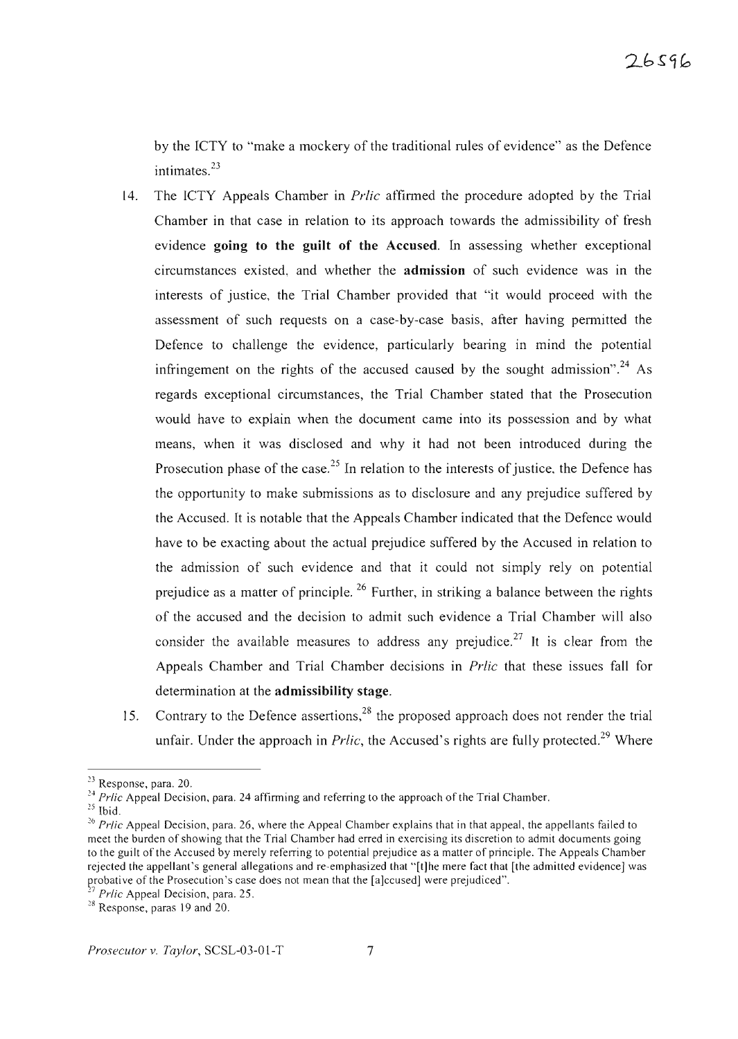by the ICTY to "make a mockery of the traditional rules of evidence" as the Defence intimates.[23]

14. The ICTY Appeals Chamber in *Prlic* affirmed the procedure adopted by the Trial Chamber in that case in relation to its approach towards the admissibility of fresh evidence **going to the guilt of the Accused**. In assessing whether exceptional circumstances existed, and whether the **admission** of such evidence was in the interests of justice, the Trial Chamber provided that "it would proceed with the assessment of such requests on a case-by-case basis, after having permitted the Defence to challenge the evidence, particularly bearing in mind the potential infringement on the rights of the accused caused by the sought admission".[24] As regards exceptional circumstances, the Trial Chamber stated that the Prosecution would have to explain when the document came into its possession and by what means, when it was disclosed and why it had not been introduced during the Prosecution phase of the case.[25] In relation to the interests of justice, the Defence has the opportunity to make submissions as to disclosure and any prejudice suffered by the Accused. It is notable that the Appeals Chamber indicated that the Defence would have to be exacting about the actual prejudice suffered by the Accused in relation to the admission of such evidence and that it could not simply rely on potential prejudice as a matter of principle.[26] Further, in striking a balance between the rights of the accused and the decision to admit such evidence a Trial Chamber will also consider the available measures to address any prejudice.[27] It is clear from the Appeals Chamber and Trial Chamber decisions in *Prlic* that these issues fall for determination at the **admissibility stage**.

15. Contrary to the Defence assertions,[28] the proposed approach does not render the trial unfair. Under the approach in *Prlic*, the Accused's rights are fully protected.[29] Where

---

[23] Response, para. 20.

[24] *Prlic* Appeal Decision, para. 24 affirming and referring to the approach of the Trial Chamber.

[25] Ibid.

[26] *Prlic* Appeal Decision, para. 26, where the Appeal Chamber explains that in that appeal, the appellants failed to meet the burden of showing that the Trial Chamber had erred in exercising its discretion to admit documents going to the guilt of the Accused by merely referring to potential prejudice as a matter of principle. The Appeals Chamber rejected the appellant's general allegations and re-emphasized that "[t]he mere fact that [the admitted evidence] was probative of the Prosecution's case does not mean that the [a]ccused] were prejudiced".

[27] *Prlic* Appeal Decision, para. 25.

[28] Response, paras 19 and 20.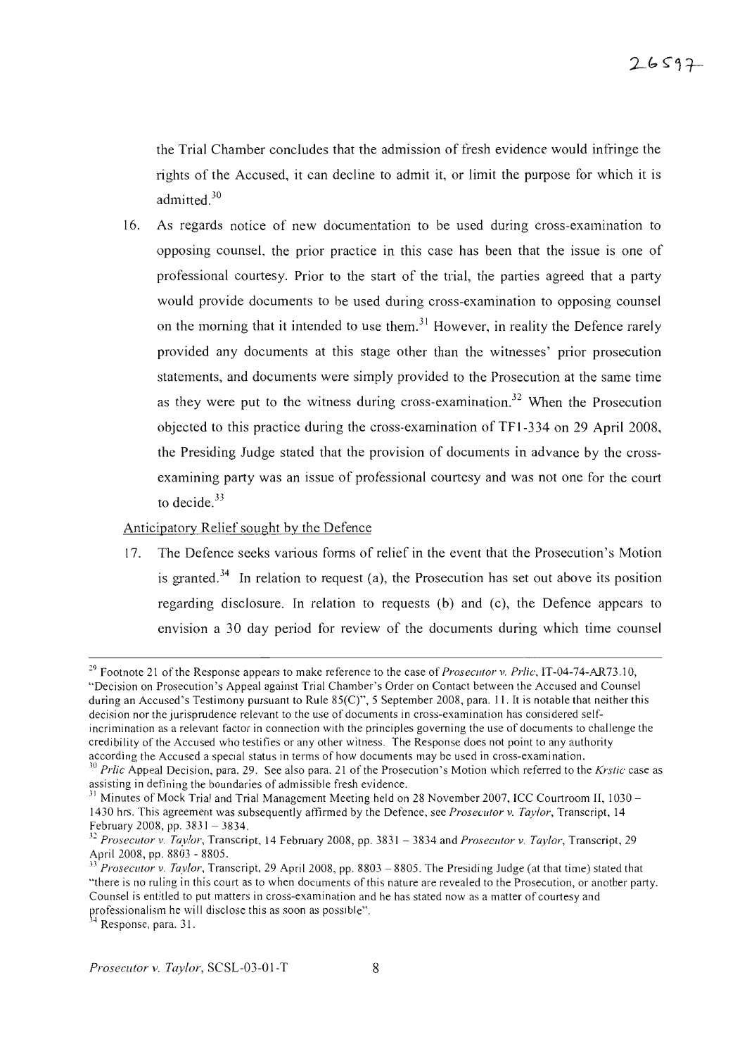the Trial Chamber concludes that the admission of fresh evidence would infringe the rights of the Accused, it can decline to admit it, or limit the purpose for which it is admitted.[30]

16. As regards notice of new documentation to be used during cross-examination to opposing counsel, the prior practice in this case has been that the issue is one of professional courtesy. Prior to the start of the trial, the parties agreed that a party would provide documents to be used during cross-examination to opposing counsel on the morning that it intended to use them.[31] However, in reality the Defence rarely provided any documents at this stage other than the witnesses' prior prosecution statements, and documents were simply provided to the Prosecution at the same time as they were put to the witness during cross-examination.[32] When the Prosecution objected to this practice during the cross-examination of TF1-334 on 29 April 2008, the Presiding Judge stated that the provision of documents in advance by the cross-examining party was an issue of professional courtesy and was not one for the court to decide.[33]

Anticipatory Relief sought by the Defence

17. The Defence seeks various forms of relief in the event that the Prosecution's Motion is granted.[34] In relation to request (a), the Prosecution has set out above its position regarding disclosure. In relation to requests (b) and (c), the Defence appears to envision a 30 day period for review of the documents during which time counsel

---

[29] Footnote 21 of the Response appears to make reference to the case of *Prosecutor v. Prlic*, IT-04-74-AR73.10, "Decision on Prosecution's Appeal against Trial Chamber's Order on Contact between the Accused and Counsel during an Accused's Testimony pursuant to Rule 85(C)", 5 September 2008, para. 11. It is notable that neither this decision nor the jurisprudence relevant to the use of documents in cross-examination has considered self-incrimination as a relevant factor in connection with the principles governing the use of documents to challenge the credibility of the Accused who testifies or any other witness. The Response does not point to any authority according the Accused a special status in terms of how documents may be used in cross-examination.

[30] *Prlic* Appeal Decision, para. 29. See also para. 21 of the Prosecution's Motion which referred to the *Krstic* case as assisting in defining the boundaries of admissible fresh evidence.

[31] Minutes of Mock Trial and Trial Management Meeting held on 28 November 2007, ICC Courtroom II, 1030 – 1430 hrs. This agreement was subsequently affirmed by the Defence, see *Prosecutor v. Taylor*, Transcript, 14 February 2008, pp. 3831 – 3834.

[32] *Prosecutor v. Taylor*, Transcript, 14 February 2008, pp. 3831 – 3834 and *Prosecutor v. Taylor*, Transcript, 29 April 2008, pp. 8803 - 8805.

[33] *Prosecutor v. Taylor*, Transcript, 29 April 2008, pp. 8803 – 8805. The Presiding Judge (at that time) stated that "there is no ruling in this court as to when documents of this nature are revealed to the Prosecution, or another party. Counsel is entitled to put matters in cross-examination and he has stated now as a matter of courtesy and professionalism he will disclose this as soon as possible".

[34] Response, para. 31.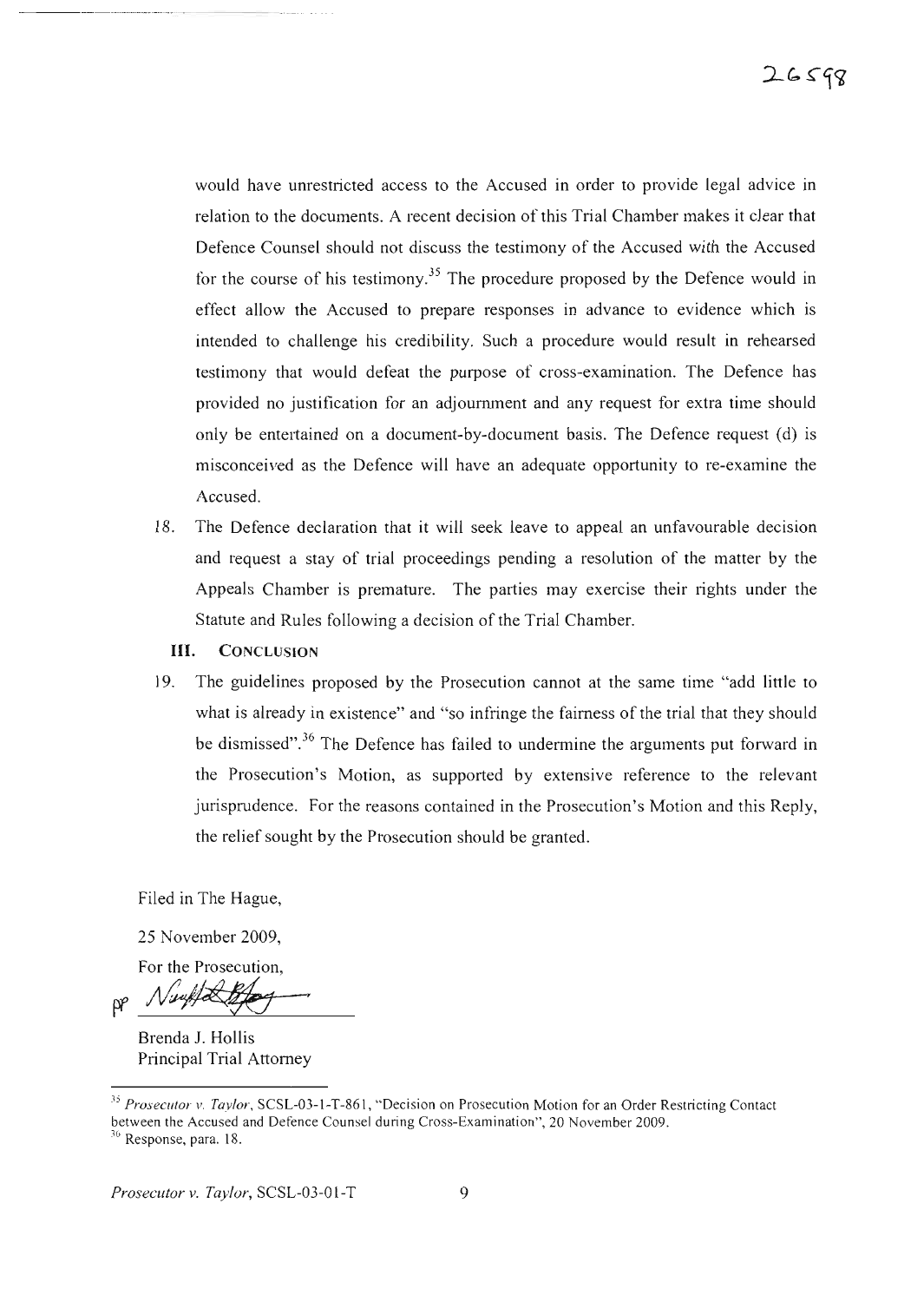would have unrestricted access to the Accused in order to provide legal advice in relation to the documents. A recent decision of this Trial Chamber makes it clear that Defence Counsel should not discuss the testimony of the Accused with the Accused for the course of his testimony.[35] The procedure proposed by the Defence would in effect allow the Accused to prepare responses in advance to evidence which is intended to challenge his credibility. Such a procedure would result in rehearsed testimony that would defeat the purpose of cross-examination. The Defence has provided no justification for an adjournment and any request for extra time should only be entertained on a document-by-document basis. The Defence request (d) is misconceived as the Defence will have an adequate opportunity to re-examine the Accused.

18. The Defence declaration that it will seek leave to appeal an unfavourable decision and request a stay of trial proceedings pending a resolution of the matter by the Appeals Chamber is premature. The parties may exercise their rights under the Statute and Rules following a decision of the Trial Chamber.

## III. CONCLUSION

19. The guidelines proposed by the Prosecution cannot at the same time "add little to what is already in existence" and "so infringe the fairness of the trial that they should be dismissed".[36] The Defence has failed to undermine the arguments put forward in the Prosecution's Motion, as supported by extensive reference to the relevant jurisprudence. For the reasons contained in the Prosecution's Motion and this Reply, the relief sought by the Prosecution should be granted.

Filed in The Hague,

25 November 2009,

For the Prosecution,

pp [signature]

Brenda J. Hollis
Principal Trial Attorney

---

[35] *Prosecutor v. Taylor*, SCSL-03-1-T-861, "Decision on Prosecution Motion for an Order Restricting Contact between the Accused and Defence Counsel during Cross-Examination", 20 November 2009.

[36] Response, para. 18.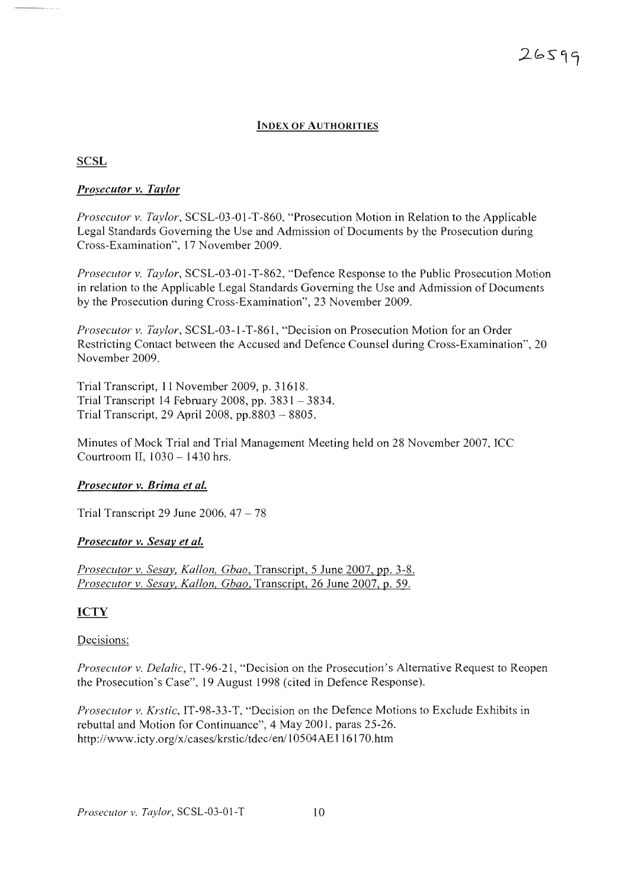## INDEX OF AUTHORITIES

**SCSL**

***Prosecutor v. Taylor***

*Prosecutor v. Taylor*, SCSL-03-01-T-860, "Prosecution Motion in Relation to the Applicable Legal Standards Governing the Use and Admission of Documents by the Prosecution during Cross-Examination", 17 November 2009.

*Prosecutor v. Taylor*, SCSL-03-01-T-862, "Defence Response to the Public Prosecution Motion in relation to the Applicable Legal Standards Governing the Use and Admission of Documents by the Prosecution during Cross-Examination", 23 November 2009.

*Prosecutor v. Taylor*, SCSL-03-1-T-861, "Decision on Prosecution Motion for an Order Restricting Contact between the Accused and Defence Counsel during Cross-Examination", 20 November 2009.

Trial Transcript, 11 November 2009, p. 31618.
Trial Transcript 14 February 2008, pp. 3831 – 3834.
Trial Transcript, 29 April 2008, pp.8803 – 8805.

Minutes of Mock Trial and Trial Management Meeting held on 28 November 2007, ICC Courtroom II, 1030 – 1430 hrs.

***Prosecutor v. Brima et al.***

Trial Transcript 29 June 2006, 47 – 78

***Prosecutor v. Sesay et al.***

*Prosecutor v. Sesay, Kallon, Gbao*, Transcript, 5 June 2007, pp. 3-8.
*Prosecutor v. Sesay, Kallon, Gbao*, Transcript, 26 June 2007, p. 59.

**ICTY**

Decisions:

*Prosecutor v. Delalic*, IT-96-21, "Decision on the Prosecution's Alternative Request to Reopen the Prosecution's Case", 19 August 1998 (cited in Defence Response).

*Prosecutor v. Krstic*, IT-98-33-T, "Decision on the Defence Motions to Exclude Exhibits in rebuttal and Motion for Continuance", 4 May 2001, paras 25-26.
http://www.icty.org/x/cases/krstic/tdec/en/10504AE116170.htm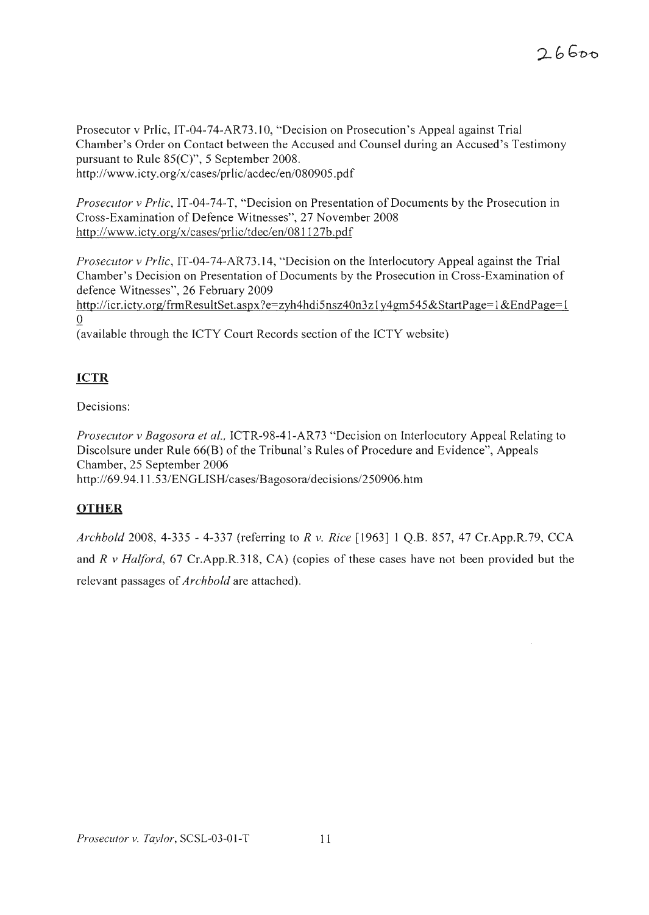Prosecutor v Prlic, IT-04-74-AR73.10, "Decision on Prosecution's Appeal against Trial Chamber's Order on Contact between the Accused and Counsel during an Accused's Testimony pursuant to Rule 85(C)", 5 September 2008.
http://www.icty.org/x/cases/prlic/acdec/en/080905.pdf

*Prosecutor v Prlic*, IT-04-74-T, "Decision on Presentation of Documents by the Prosecution in Cross-Examination of Defence Witnesses", 27 November 2008
http://www.icty.org/x/cases/prlic/tdec/en/081127b.pdf

*Prosecutor v Prlic*, IT-04-74-AR73.14, "Decision on the Interlocutory Appeal against the Trial Chamber's Decision on Presentation of Documents by the Prosecution in Cross-Examination of defence Witnesses", 26 February 2009
http://icr.icty.org/frmResultSet.aspx?e=zyh4hdi5nsz40n3z1y4gm545&StartPage=1&EndPage=10
(available through the ICTY Court Records section of the ICTY website)

## ICTR

Decisions:

*Prosecutor v Bagosora et al.*, ICTR-98-41-AR73 "Decision on Interlocutory Appeal Relating to Discolsure under Rule 66(B) of the Tribunal's Rules of Procedure and Evidence", Appeals Chamber, 25 September 2006
http://69.94.11.53/ENGLISH/cases/Bagosora/decisions/250906.htm

## OTHER

*Archbold* 2008, 4-335 - 4-337 (referring to *R v. Rice* [1963] 1 Q.B. 857, 47 Cr.App.R.79, CCA and *R v Halford*, 67 Cr.App.R.318, CA) (copies of these cases have not been provided but the relevant passages of *Archbold* are attached).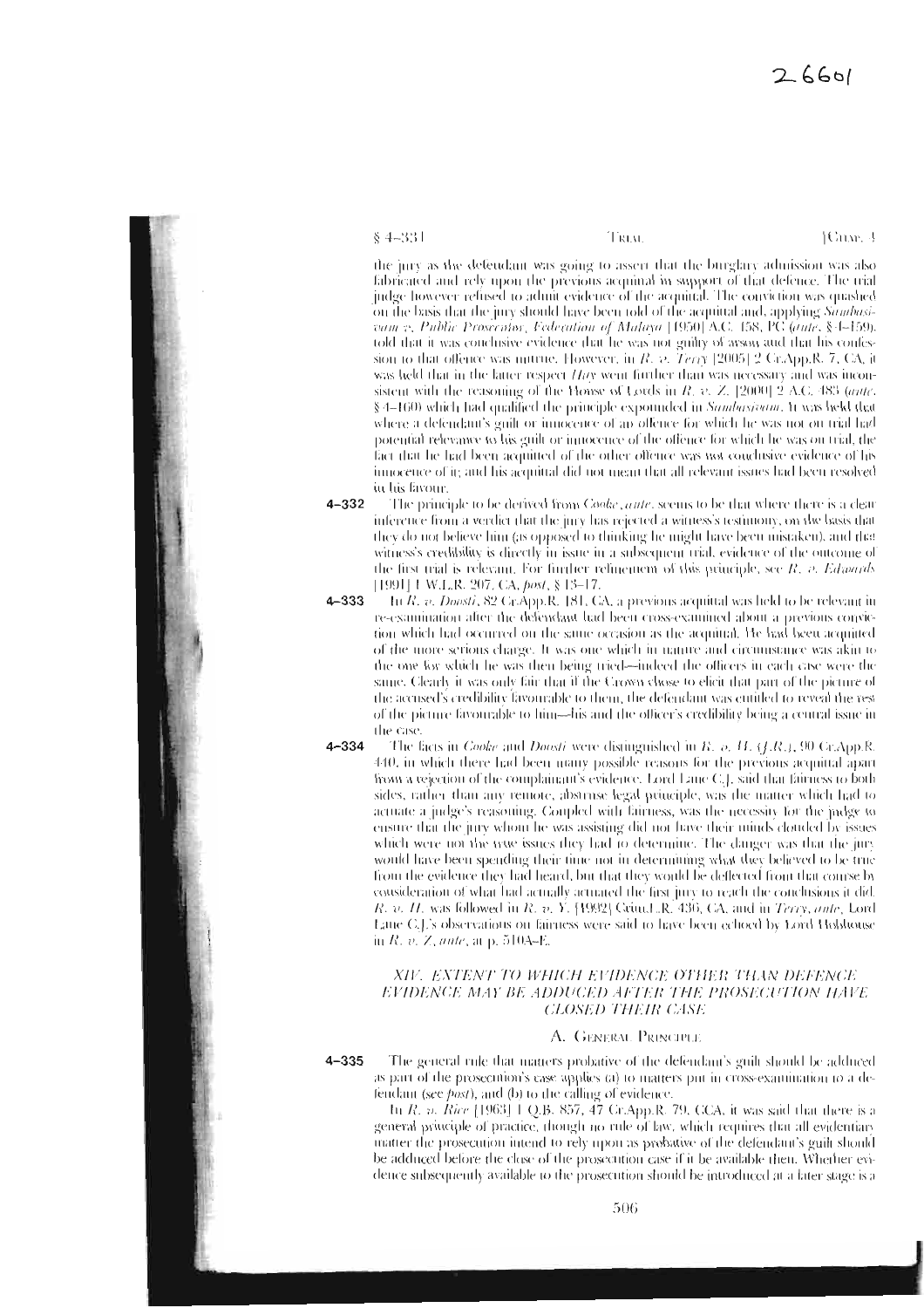the jury as the defendant was going to assert that the burglary admission was also fabricated and rely upon the previous acquittal in support of that defence. The trial judge however refused to admit evidence of the acquittal. The conviction was quashed on the basis that the jury should have been told of the acquittal and, applying *Sambasivam v. Public Prosecutor, Federation of Malaya* [1950] A.C. 458, PC (*ante*, § 4–159), told that it was conclusive evidence that he was not guilty of arson and that his confession to that offence was untrue. However, in *R. v. Terry* [2005] 2 Cr.App.R. 7, CA, it was held that in the latter respect *Hay* went further than was necessary and was inconsistent with the reasoning of the House of Lords in *R. v. Z.* [2000] 2 A.C. 483 (*ante*, § 4–160) which had qualified the principle expounded in *Sambasivam*. It was held that where a defendant's guilt or innocence of an offence for which he was not on trial had potential relevance to his guilt or innocence of the offence for which he was on trial, the fact that he had been acquitted of the other offence was not conclusive evidence of his innocence of it; and his acquittal did not mean that all relevant issues had been resolved in his favour.

**4–332** The principle to be derived from *Cooke*, *ante*, seems to be that where there is a clear inference from a verdict that the jury has rejected a witness's testimony, on the basis that they do not believe him (as opposed to thinking he might have been mistaken), and that witness's credibility is directly in issue in a subsequent trial, evidence of the outcome of the first trial is relevant. For further refinement of this principle, see *R. v. Edwards* [1991] 1 W.L.R. 207, CA, *post*, § 13–17.

**4–333** In *R. v. Doosti*, 82 Cr.App.R. 181, CA, a previous acquittal was held to be relevant in re-examination after the defendant had been cross-examined about a previous conviction which had occurred on the same occasion as the acquittal. He had been acquitted of the more serious charge. It was one which in nature and circumstance was akin to the one for which he was then being tried—indeed the officers in each case were the same. Clearly it was only fair that if the Crown chose to elicit that part of the picture of the accused's credibility favourable to them, the defendant was entitled to reveal the rest of the picture favourable to him—his and the officer's credibility being a central issue in the case.

**4–334** The facts in *Cooke* and *Doosti* were distinguished in *R. v. H. (J.R.)*, 90 Cr.App.R. 440, in which there had been many possible reasons for the previous acquittal apart from a rejection of the complainant's evidence. Lord Lane C.J. said that fairness to both sides, rather than any remote, abstruse legal principle, was the matter which had to actuate a judge's reasoning. Coupled with fairness, was the necessity for the judge to ensure that the jury whom he was assisting did not have their minds clouded by issues which were not the true issues they had to determine. The danger was that the jury would have been spending their time not in determining what they believed to be true from the evidence they had heard, but that they would be deflected from that course by consideration of what had actually actuated the first jury to reach the conclusions it did. *R. v. H.* was followed in *R. v. Y.* [1992] Crim.L.R. 436, CA, and in *Terry*, *ante*, Lord Lane C.J.'s observations on fairness were said to have been echoed by Lord Hobhouse in *R. v. Z.*, *ante*, at p. 510A–E.

## XIV. EXTENT TO WHICH EVIDENCE OTHER THAN DEFENCE EVIDENCE MAY BE ADDUCED AFTER THE PROSECUTION HAVE CLOSED THEIR CASE

### A. General Principle

**4–335** The general rule that matters probative of the defendant's guilt should be adduced as part of the prosecution's case applies (a) to matters put in cross-examination to a defendant (see *post*), and (b) to the calling of evidence.

In *R. v. Rice* [1963] 1 Q.B. 857, 47 Cr.App.R. 79, CCA, it was said that there is a general principle of practice, though no rule of law, which requires that all evidentiary matter the prosecution intend to rely upon as probative of the defendant's guilt should be adduced before the close of the prosecution case if it be available then. Whether evidence subsequently available to the prosecution should be introduced at a later stage is a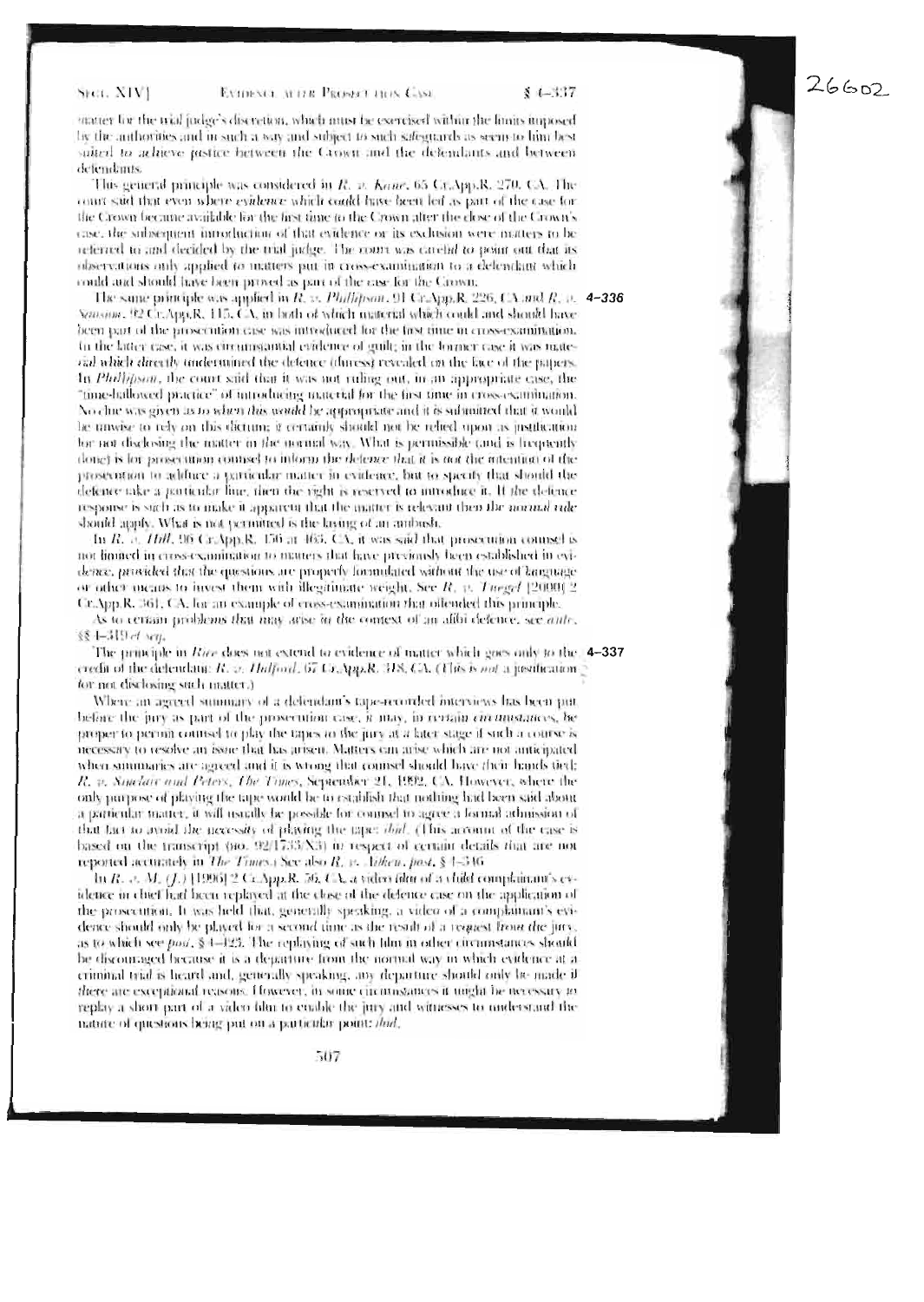matter for the trial judge's discretion, which must be exercised within the limits imposed by the authorities and in such a way and subject to such safeguards as seem to him best suited to achieve justice between the Crown and the defendants and between defendants.

This general principle was considered in *R. v. Kane*, 65 Cr.App.R. 270, CA. The court said that even where *evidence* which *could* have been led as part of the case for the Crown became available for the first time to the Crown after the close of the Crown's case, the subsequent introduction of that evidence or its exclusion were matters to be referred to and decided by the trial judge. The court was careful to point out that its observations only applied to matters put in cross-examination to a defendant which could and should have been proved as part of the case for the Crown.

**4–336** The same principle was applied in *R. v. Phillipson*, 91 Cr.App.R. 226, CA and *R. v. Sansom*, 92 Cr.App.R. 115, CA, in both of which material which could and should have been part of the prosecution case was introduced for the first time in cross-examination. In the latter case, it was circumstantial evidence of guilt; in the former case it was material which directly undermined the defence (duress) revealed on the face of the papers. In *Phillipson*, the court said that it was not ruling out, in an appropriate case, the "time-hallowed practice" of introducing material for the first time in cross-examination. No clue was given as to *when this would* be appropriate and it is submitted that it would be unwise to rely on this dictum; it certainly should not be relied upon as justification for not disclosing the matter in the normal way. What is permissible (and is frequently done) is for prosecution counsel to inform the defence that it is *not* the intention of the prosecution to adduce a particular matter in evidence, but to specify that should the defence take a particular line, then the right is reserved to introduce it. If the defence response is such as to make it apparent that the matter is relevant then the *normal rule* should apply. What is not permitted is the laying of an ambush.

In *R. v. Hill*, 96 Cr.App.R. 156 at 165, CA, it was said that prosecution counsel is not limited in cross-examination to matters that have previously been established in evidence, provided that the questions are properly formulated without the use of language or other means to invest them with illegitimate weight. See *R. v. Tuegel* [2000] 2 Cr.App.R. 361, CA, for an example of cross-examination that offended this principle.

As to certain problems that may arise in the context of an alibi defence, see *ante*, §§ 4-319 *et seq*.

**4–337** The principle in *Rice* does not extend to evidence of matter which goes only to the credit of the defendant: *R. v. Halford*, 67 Cr.App.R. 318, CA. (This is *not* a justification for not disclosing such matter.)

Where an agreed summary of a defendant's tape-recorded interviews has been put before the jury as part of the prosecution case, it may, in *certain circumstances*, be proper to permit counsel to play the tapes to the jury at a later stage if such a course is necessary to resolve an issue that has arisen. Matters can arise which are not anticipated when summaries are agreed and it is wrong that counsel should have their hands tied; *R. v. Sinclair and Peters, The Times*, September 21, 1992, CA. However, where the only purpose of playing the tape would be to establish that nothing had been said about a particular matter, it will usually be possible for counsel to agree a formal admission of that fact to avoid the necessity of playing the tape: *ibid*. (This account of the case is based on the transcript (no. 92/1733/X3) in respect of certain details that are not reported accurately in *The Times*.) See also *R. v. Aitken*, *post*, § 4-346

In *R. v. M. (J.)* [1996] 2 Cr.App.R. 56, CA, a video film of a child complainant's evidence in chief had been replayed at the close of the defence case on the application of the prosecution. It was held that, generally speaking, a video of a complainant's evidence should only be played for a second time as the result of a request from the jury, as to which see *post*, § 4-425. The replaying of such film in other circumstances should be discouraged because it is a departure from the normal way in which evidence at a criminal trial is heard and, generally speaking, any departure should only be made if there are exceptional reasons. However, in some circumstances it might be necessary to replay a short part of a video film to enable the jury and witnesses to understand the nature of questions being put on a particular point: *ibid*.